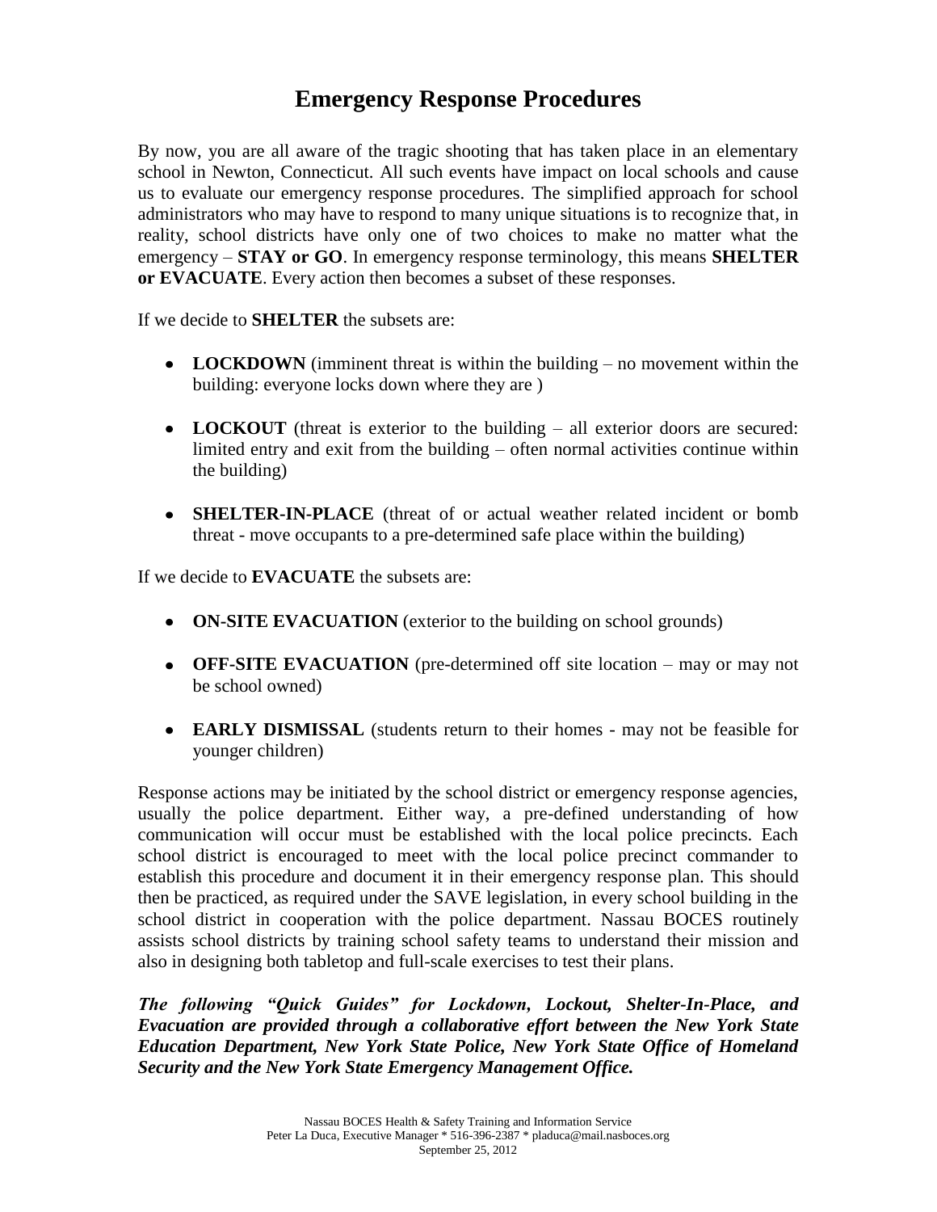# Emergency Response Procedures

By now, you are all aware of the tragic shooting that has taken place in an elementary school in Newton, Connecticut. All such events have impact on local schools and cause us to evaluate our emergency response procedures. The simplified approach for school administrators who may have to respond to many unique situations is to recognize that, in reality, school districts have only one of two choices to make no matter what the emergency – **STAY or GO**. In emergency response terminology, this means **SHELTER or EVACUATE**. Every action then becomes a subset of these responses.

If we decide to **SHELTER** the subsets are:

- **LOCKDOWN** (imminent threat is within the building – no movement within the building: everyone locks down where they are )
- **LOCKOUT** (threat is exterior to the building – all exterior doors are secured: limited entry and exit from the building – often normal activities continue within the building)
- **SHELTER-IN-PLACE** (threat of or actual weather related incident or bomb threat - move occupants to a pre-determined safe place within the building)

If we decide to **EVACUATE** the subsets are:

- **ON-SITE EVACUATION** (exterior to the building on school grounds)
- **OFF-SITE EVACUATION** (pre-determined off site location – may or may not be school owned)
- **EARLY DISMISSAL** (students return to their homes - may not be feasible for younger children)

Response actions may be initiated by the school district or emergency response agencies, usually the police department. Either way, a pre-defined understanding of how communication will occur must be established with the local police precincts. Each school district is encouraged to meet with the local police precinct commander to establish this procedure and document it in their emergency response plan. This should then be practiced, as required under the SAVE legislation, in every school building in the school district in cooperation with the police department. Nassau BOCES routinely assists school districts by training school safety teams to understand their mission and also in designing both tabletop and full-scale exercises to test their plans.

***The following "Quick Guides" for Lockdown, Lockout, Shelter-In-Place, and Evacuation are provided through a collaborative effort between the New York State Education Department, New York State Police, New York State Office of Homeland Security and the New York State Emergency Management Office.***

Nassau BOCES Health & Safety Training and Information Service
Peter La Duca, Executive Manager * 516-396-2387 * pladuca@mail.nasboces.org
September 25, 2012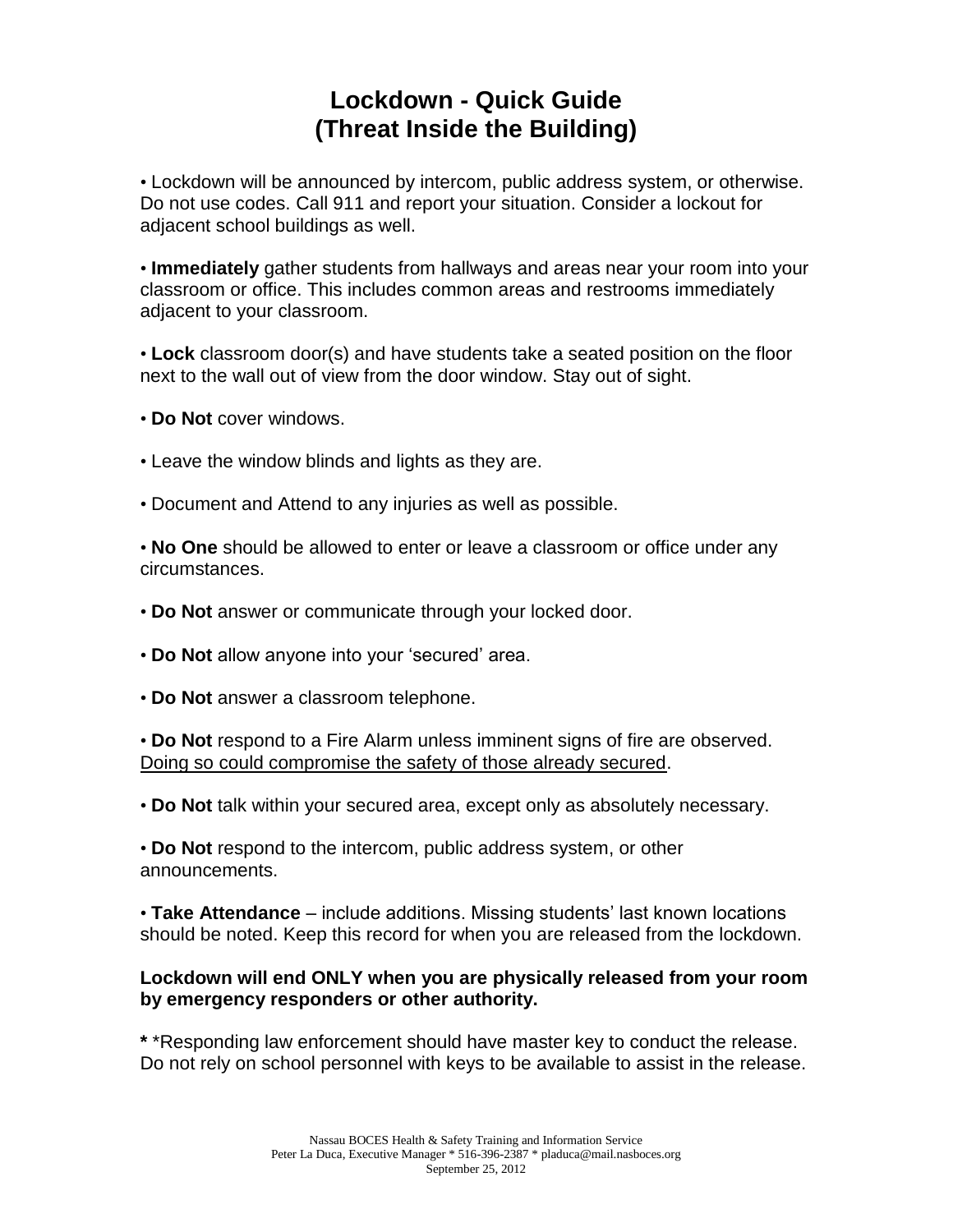# Lockdown - Quick Guide
# (Threat Inside the Building)

- Lockdown will be announced by intercom, public address system, or otherwise. Do not use codes. Call 911 and report your situation. Consider a lockout for adjacent school buildings as well.

- **Immediately** gather students from hallways and areas near your room into your classroom or office. This includes common areas and restrooms immediately adjacent to your classroom.

- **Lock** classroom door(s) and have students take a seated position on the floor next to the wall out of view from the door window. Stay out of sight.

- **Do Not** cover windows.

- Leave the window blinds and lights as they are.

- Document and Attend to any injuries as well as possible.

- **No One** should be allowed to enter or leave a classroom or office under any circumstances.

- **Do Not** answer or communicate through your locked door.

- **Do Not** allow anyone into your 'secured' area.

- **Do Not** answer a classroom telephone.

- **Do Not** respond to a Fire Alarm unless imminent signs of fire are observed. <u>Doing so could compromise the safety of those already secured</u>.

- **Do Not** talk within your secured area, except only as absolutely necessary.

- **Do Not** respond to the intercom, public address system, or other announcements.

- **Take Attendance** – include additions. Missing students' last known locations should be noted. Keep this record for when you are released from the lockdown.

**Lockdown will end ONLY when you are physically released from your room by emergency responders or other authority.**

**\*** *Responding law enforcement should have master key to conduct the release. Do not rely on school personnel with keys to be available to assist in the release.

Nassau BOCES Health & Safety Training and Information Service
Peter La Duca, Executive Manager * 516-396-2387 * pladuca@mail.nasboces.org
September 25, 2012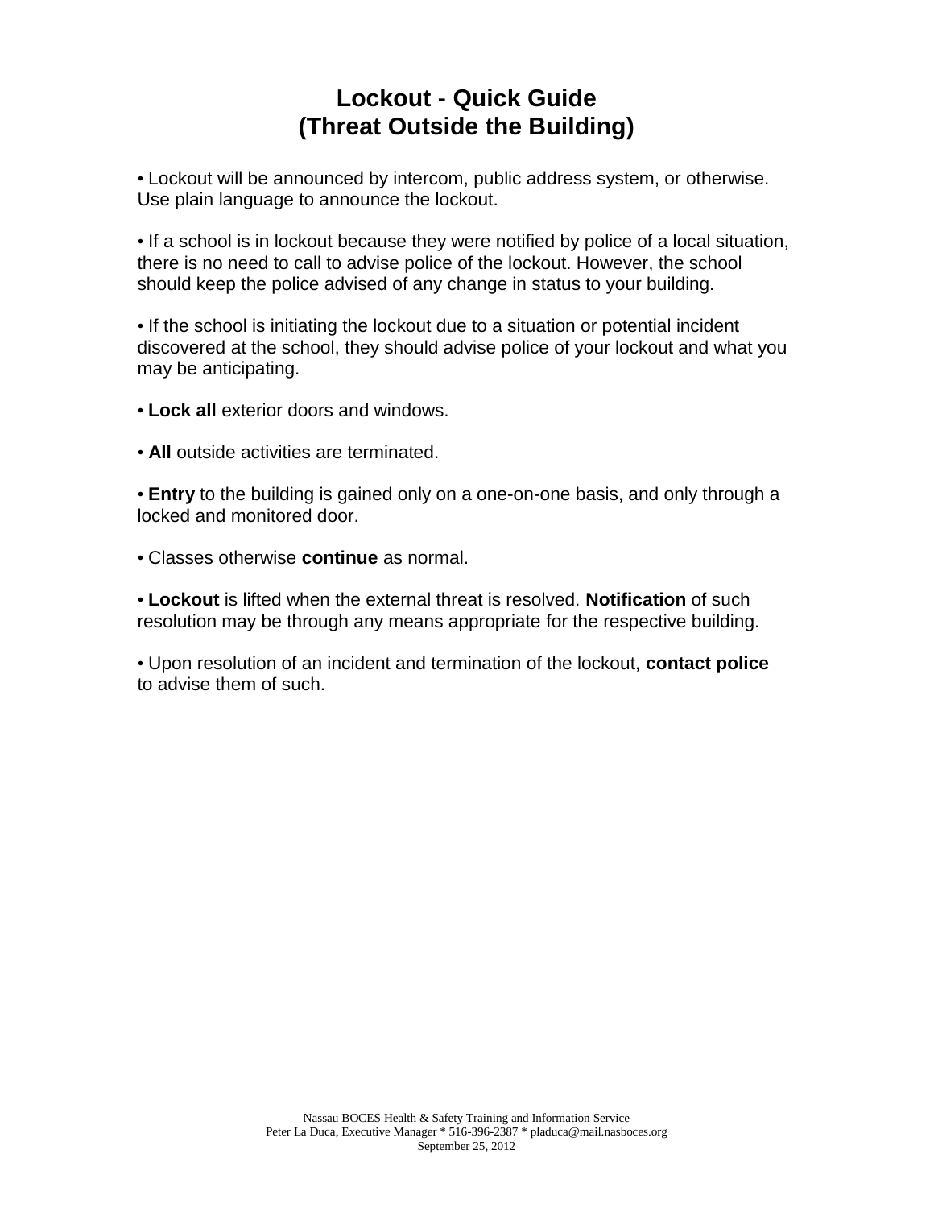# Lockout - Quick Guide
# (Threat Outside the Building)

• Lockout will be announced by intercom, public address system, or otherwise. Use plain language to announce the lockout.

• If a school is in lockout because they were notified by police of a local situation, there is no need to call to advise police of the lockout. However, the school should keep the police advised of any change in status to your building.

• If the school is initiating the lockout due to a situation or potential incident discovered at the school, they should advise police of your lockout and what you may be anticipating.

• **Lock all** exterior doors and windows.

• **All** outside activities are terminated.

• **Entry** to the building is gained only on a one-on-one basis, and only through a locked and monitored door.

• Classes otherwise **continue** as normal.

• **Lockout** is lifted when the external threat is resolved. **Notification** of such resolution may be through any means appropriate for the respective building.

• Upon resolution of an incident and termination of the lockout, **contact police** to advise them of such.

Nassau BOCES Health & Safety Training and Information Service
Peter La Duca, Executive Manager * 516-396-2387 * pladuca@mail.nasboces.org
September 25, 2012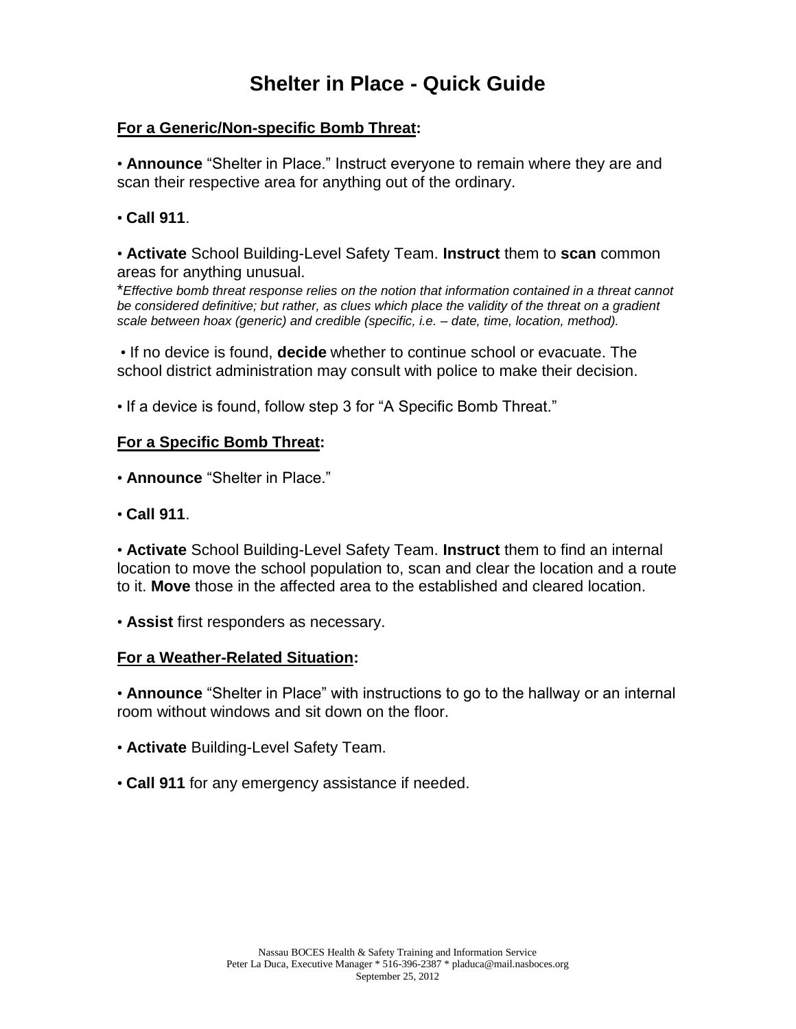# Shelter in Place - Quick Guide

## For a Generic/Non-specific Bomb Threat:

- **Announce** "Shelter in Place." Instruct everyone to remain where they are and scan their respective area for anything out of the ordinary.

- **Call 911**.

- **Activate** School Building-Level Safety Team. **Instruct** them to **scan** common areas for anything unusual.

*\*Effective bomb threat response relies on the notion that information contained in a threat cannot be considered definitive; but rather, as clues which place the validity of the threat on a gradient scale between hoax (generic) and credible (specific, i.e. – date, time, location, method).*

- If no device is found, **decide** whether to continue school or evacuate. The school district administration may consult with police to make their decision.

- If a device is found, follow step 3 for "A Specific Bomb Threat."

## For a Specific Bomb Threat:

- **Announce** "Shelter in Place."

- **Call 911**.

- **Activate** School Building-Level Safety Team. **Instruct** them to find an internal location to move the school population to, scan and clear the location and a route to it. **Move** those in the affected area to the established and cleared location.

- **Assist** first responders as necessary.

## For a Weather-Related Situation:

- **Announce** "Shelter in Place" with instructions to go to the hallway or an internal room without windows and sit down on the floor.

- **Activate** Building-Level Safety Team.

- **Call 911** for any emergency assistance if needed.

Nassau BOCES Health & Safety Training and Information Service
Peter La Duca, Executive Manager * 516-396-2387 * pladuca@mail.nasboces.org
September 25, 2012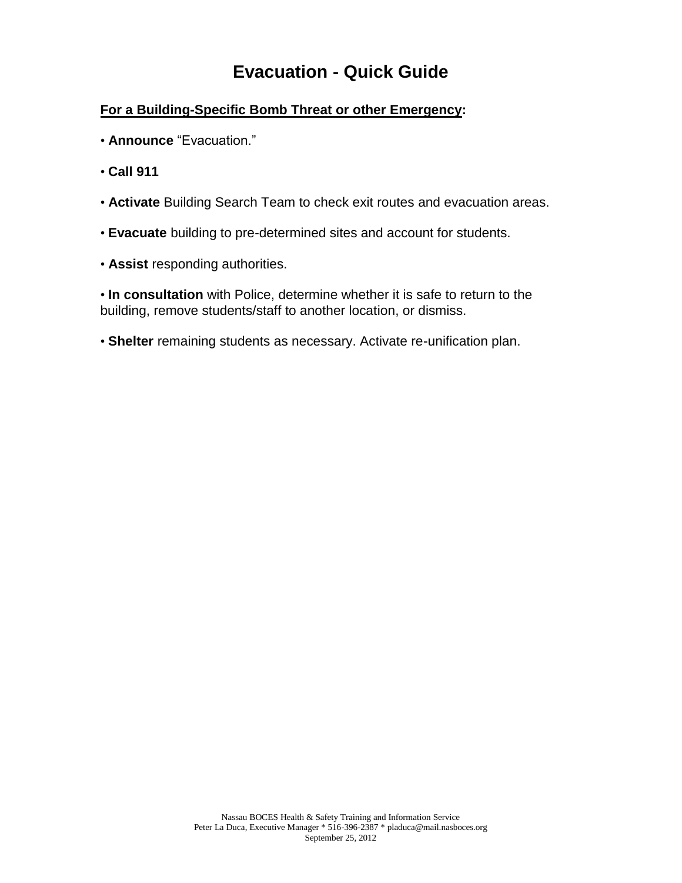# Evacuation - Quick Guide

**For a Building-Specific Bomb Threat or other Emergency:**

- **Announce** "Evacuation."
- **Call 911**
- **Activate** Building Search Team to check exit routes and evacuation areas.
- **Evacuate** building to pre-determined sites and account for students.
- **Assist** responding authorities.
- **In consultation** with Police, determine whether it is safe to return to the building, remove students/staff to another location, or dismiss.
- **Shelter** remaining students as necessary. Activate re-unification plan.